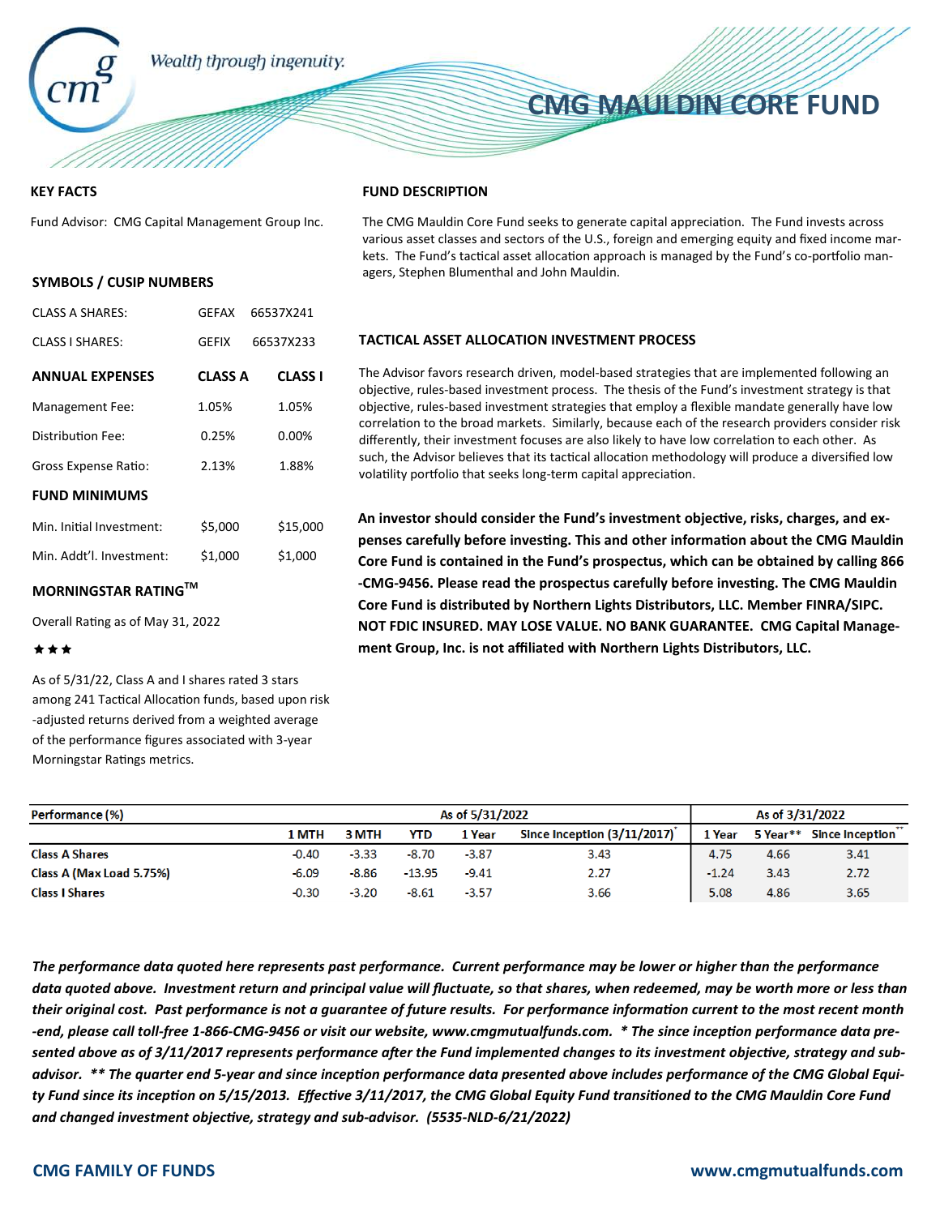Wealth through ingenuity.

# CMG MAULDIN CORE FUND

## KEY FACTS

Fund Advisor: CMG Capital Management Group Inc.

## SYMBOLS / CUSIP NUMBERS

| | | |
|---|---|---|
| CLASS A SHARES: | GEFAX | 66537X241 |
| CLASS I SHARES: | GEFIX | 66537X233 |

| ANNUAL EXPENSES | CLASS A | CLASS I |
|---|---|---|
| Management Fee: | 1.05% | 1.05% |
| Distribution Fee: | 0.25% | 0.00% |
| Gross Expense Ratio: | 2.13% | 1.88% |
| **FUND MINIMUMS** | | |
| Min. Initial Investment: | $5,000 | $15,000 |
| Min. Addt'l. Investment: | $1,000 | $1,000 |

## MORNINGSTAR RATING™

Overall Rating as of May 31, 2022

★★★

As of 5/31/22, Class A and I shares rated 3 stars among 241 Tactical Allocation funds, based upon risk-adjusted returns derived from a weighted average of the performance figures associated with 3-year Morningstar Ratings metrics.

## FUND DESCRIPTION

The CMG Mauldin Core Fund seeks to generate capital appreciation. The Fund invests across various asset classes and sectors of the U.S., foreign and emerging equity and fixed income markets. The Fund's tactical asset allocation approach is managed by the Fund's co-portfolio managers, Stephen Blumenthal and John Mauldin.

## TACTICAL ASSET ALLOCATION INVESTMENT PROCESS

The Advisor favors research driven, model-based strategies that are implemented following an objective, rules-based investment process. The thesis of the Fund's investment strategy is that objective, rules-based investment strategies that employ a flexible mandate generally have low correlation to the broad markets. Similarly, because each of the research providers consider risk differently, their investment focuses are also likely to have low correlation to each other. As such, the Advisor believes that its tactical allocation methodology will produce a diversified low volatility portfolio that seeks long-term capital appreciation.

**An investor should consider the Fund's investment objective, risks, charges, and expenses carefully before investing. This and other information about the CMG Mauldin Core Fund is contained in the Fund's prospectus, which can be obtained by calling 866-CMG-9456. Please read the prospectus carefully before investing. The CMG Mauldin Core Fund is distributed by Northern Lights Distributors, LLC. Member FINRA/SIPC. NOT FDIC INSURED. MAY LOSE VALUE. NO BANK GUARANTEE. CMG Capital Management Group, Inc. is not affiliated with Northern Lights Distributors, LLC.**

| Performance (%) | As of 5/31/2022 | | | | | As of 3/31/2022 | | |
|---|---|---|---|---|---|---|---|---|
| | 1 MTH | 3 MTH | YTD | 1 Year | Since Inception (3/11/2017)* | 1 Year | 5 Year** | Since Inception** |
| Class A Shares | -0.40 | -3.33 | -8.70 | -3.87 | 3.43 | 4.75 | 4.66 | 3.41 |
| Class A (Max Load 5.75%) | -6.09 | -8.86 | -13.95 | -9.41 | 2.27 | -1.24 | 3.43 | 2.72 |
| Class I Shares | -0.30 | -3.20 | -8.61 | -3.57 | 3.66 | 5.08 | 4.86 | 3.65 |

*The performance data quoted here represents past performance. Current performance may be lower or higher than the performance data quoted above. Investment return and principal value will fluctuate, so that shares, when redeemed, may be worth more or less than their original cost. Past performance is not a guarantee of future results. For performance information current to the most recent month-end, please call toll-free 1-866-CMG-9456 or visit our website, www.cmgmutualfunds.com. * The since inception performance data presented above as of 3/11/2017 represents performance after the Fund implemented changes to its investment objective, strategy and sub-advisor. ** The quarter end 5-year and since inception performance data presented above includes performance of the CMG Global Equity Fund since its inception on 5/15/2013. Effective 3/11/2017, the CMG Global Equity Fund transitioned to the CMG Mauldin Core Fund and changed investment objective, strategy and sub-advisor. (5535-NLD-6/21/2022)*

CMG FAMILY OF FUNDS

www.cmgmutualfunds.com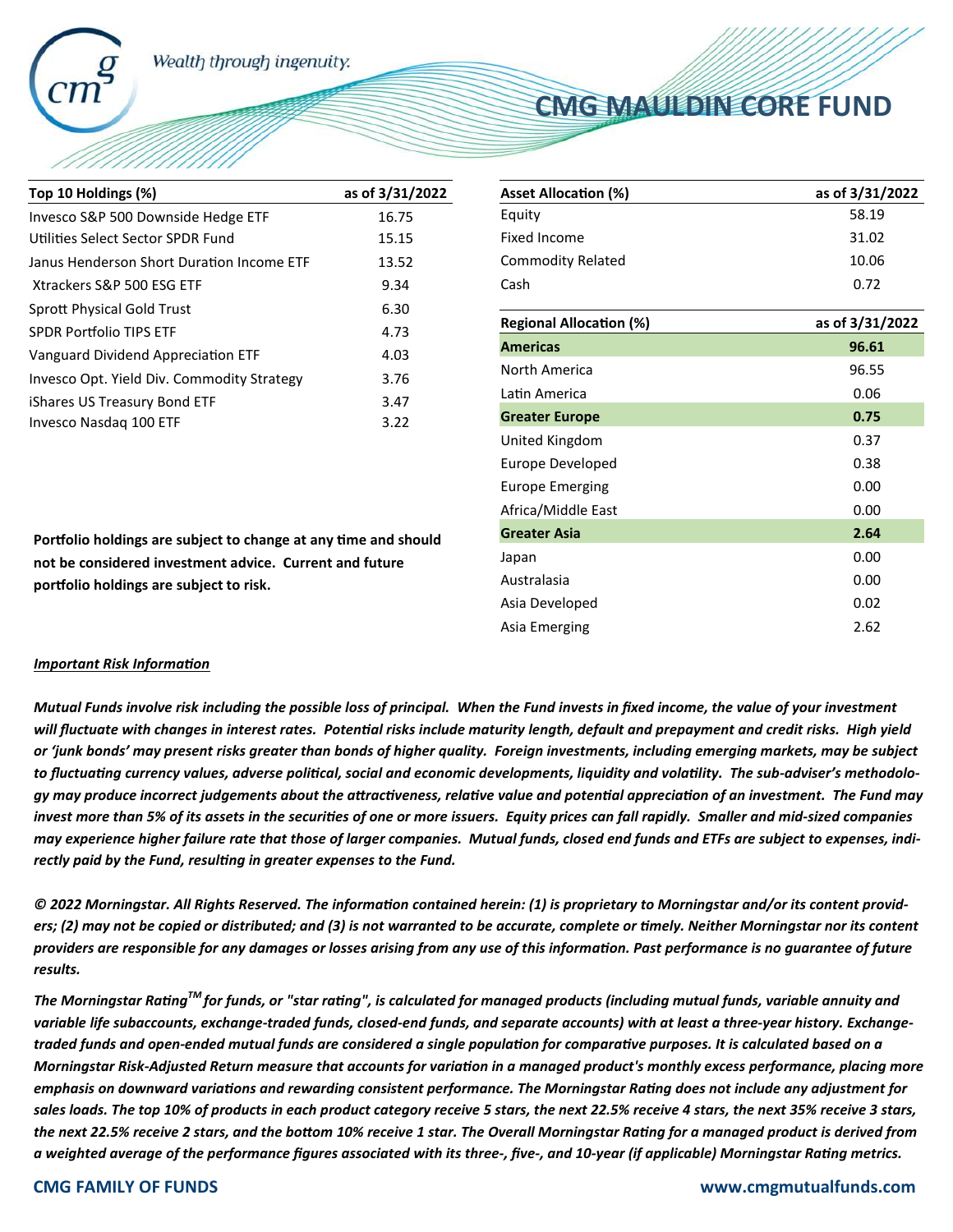# CMG MAULDIN CORE FUND

Wealth through ingenuity.

| Top 10 Holdings (%) | as of 3/31/2022 |
|---|---|
| Invesco S&P 500 Downside Hedge ETF | 16.75 |
| Utilities Select Sector SPDR Fund | 15.15 |
| Janus Henderson Short Duration Income ETF | 13.52 |
| Xtrackers S&P 500 ESG ETF | 9.34 |
| Sprott Physical Gold Trust | 6.30 |
| SPDR Portfolio TIPS ETF | 4.73 |
| Vanguard Dividend Appreciation ETF | 4.03 |
| Invesco Opt. Yield Div. Commodity Strategy | 3.76 |
| iShares US Treasury Bond ETF | 3.47 |
| Invesco Nasdaq 100 ETF | 3.22 |

| Asset Allocation (%) | as of 3/31/2022 |
|---|---|
| Equity | 58.19 |
| Fixed Income | 31.02 |
| Commodity Related | 10.06 |
| Cash | 0.72 |

| Regional Allocation (%) | as of 3/31/2022 |
|---|---|
| **Americas** | **96.61** |
| North America | 96.55 |
| Latin America | 0.06 |
| **Greater Europe** | **0.75** |
| United Kingdom | 0.37 |
| Europe Developed | 0.38 |
| Europe Emerging | 0.00 |
| Africa/Middle East | 0.00 |
| **Greater Asia** | **2.64** |
| Japan | 0.00 |
| Australasia | 0.00 |
| Asia Developed | 0.02 |
| Asia Emerging | 2.62 |

**Portfolio holdings are subject to change at any time and should not be considered investment advice. Current and future portfolio holdings are subject to risk.**

***Important Risk Information***

***Mutual Funds involve risk including the possible loss of principal. When the Fund invests in fixed income, the value of your investment will fluctuate with changes in interest rates. Potential risks include maturity length, default and prepayment and credit risks. High yield or 'junk bonds' may present risks greater than bonds of higher quality. Foreign investments, including emerging markets, may be subject to fluctuating currency values, adverse political, social and economic developments, liquidity and volatility. The sub-adviser's methodology may produce incorrect judgements about the attractiveness, relative value and potential appreciation of an investment. The Fund may invest more than 5% of its assets in the securities of one or more issuers. Equity prices can fall rapidly. Smaller and mid-sized companies may experience higher failure rate that those of larger companies. Mutual funds, closed end funds and ETFs are subject to expenses, indirectly paid by the Fund, resulting in greater expenses to the Fund.***

***© 2022 Morningstar. All Rights Reserved. The information contained herein: (1) is proprietary to Morningstar and/or its content providers; (2) may not be copied or distributed; and (3) is not warranted to be accurate, complete or timely. Neither Morningstar nor its content providers are responsible for any damages or losses arising from any use of this information. Past performance is no guarantee of future results.***

***The Morningstar Rating™ for funds, or "star rating", is calculated for managed products (including mutual funds, variable annuity and variable life subaccounts, exchange-traded funds, closed-end funds, and separate accounts) with at least a three-year history. Exchange-traded funds and open-ended mutual funds are considered a single population for comparative purposes. It is calculated based on a Morningstar Risk-Adjusted Return measure that accounts for variation in a managed product's monthly excess performance, placing more emphasis on downward variations and rewarding consistent performance. The Morningstar Rating does not include any adjustment for sales loads. The top 10% of products in each product category receive 5 stars, the next 22.5% receive 4 stars, the next 35% receive 3 stars, the next 22.5% receive 2 stars, and the bottom 10% receive 1 star. The Overall Morningstar Rating for a managed product is derived from a weighted average of the performance figures associated with its three-, five-, and 10-year (if applicable) Morningstar Rating metrics.***

**CMG FAMILY OF FUNDS** **www.cmgmutualfunds.com**